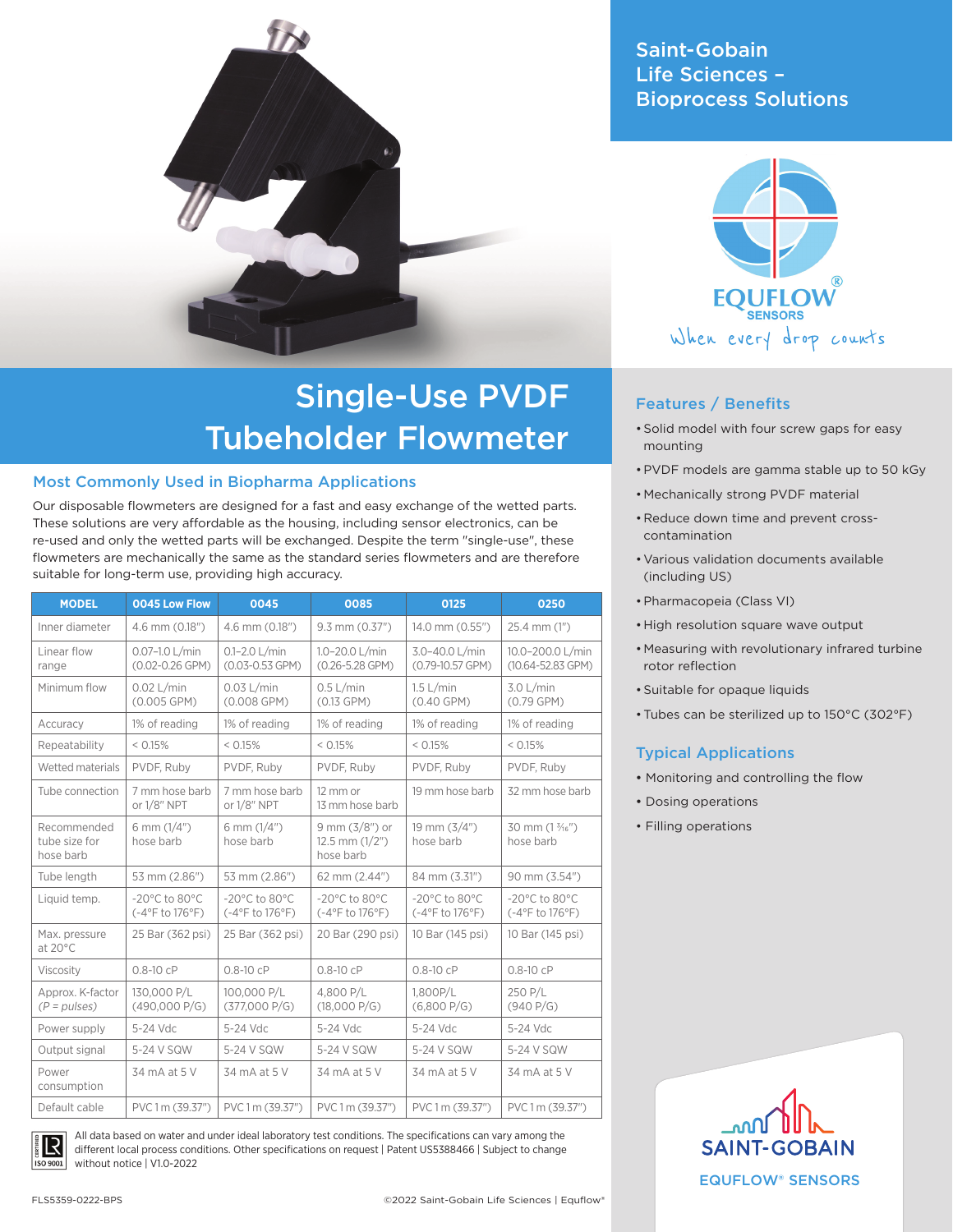Saint-Gobain Life Sciences – Bioprocess Solutions

EQUFLOW® SENSORS

When every drop counts

# Single-Use PVDF Tubeholder Flowmeter

## Most Commonly Used in Biopharma Applications

Our disposable flowmeters are designed for a fast and easy exchange of the wetted parts. These solutions are very affordable as the housing, including sensor electronics, can be re-used and only the wetted parts will be exchanged. Despite the term "single-use", these flowmeters are mechanically the same as the standard series flowmeters and are therefore suitable for long-term use, providing high accuracy.

| MODEL | 0045 Low Flow | 0045 | 0085 | 0125 | 0250 |
|---|---|---|---|---|---|
| Inner diameter | 4.6 mm (0.18") | 4.6 mm (0.18") | 9.3 mm (0.37") | 14.0 mm (0.55") | 25.4 mm (1") |
| Linear flow range | 0.07–1.0 L/min (0.02-0.26 GPM) | 0.1–2.0 L/min (0.03-0.53 GPM) | 1.0–20.0 L/min (0.26-5.28 GPM) | 3.0–40.0 L/min (0.79-10.57 GPM) | 10.0–200.0 L/min (10.64-52.83 GPM) |
| Minimum flow | 0.02 L/min (0.005 GPM) | 0.03 L/min (0.008 GPM) | 0.5 L/min (0.13 GPM) | 1.5 L/min (0.40 GPM) | 3.0 L/min (0.79 GPM) |
| Accuracy | 1% of reading | 1% of reading | 1% of reading | 1% of reading | 1% of reading |
| Repeatability | < 0.15% | < 0.15% | < 0.15% | < 0.15% | < 0.15% |
| Wetted materials | PVDF, Ruby | PVDF, Ruby | PVDF, Ruby | PVDF, Ruby | PVDF, Ruby |
| Tube connection | 7 mm hose barb or 1/8" NPT | 7 mm hose barb or 1/8" NPT | 12 mm or 13 mm hose barb | 19 mm hose barb | 32 mm hose barb |
| Recommended tube size for hose barb | 6 mm (1/4") hose barb | 6 mm (1/4") hose barb | 9 mm (3/8") or 12.5 mm (1/2") hose barb | 19 mm (3/4") hose barb | 30 mm (1 3⁄16") hose barb |
| Tube length | 53 mm (2.86") | 53 mm (2.86") | 62 mm (2.44") | 84 mm (3.31") | 90 mm (3.54") |
| Liquid temp. | -20°C to 80°C (-4°F to 176°F) | -20°C to 80°C (-4°F to 176°F) | -20°C to 80°C (-4°F to 176°F) | -20°C to 80°C (-4°F to 176°F) | -20°C to 80°C (-4°F to 176°F) |
| Max. pressure at 20°C | 25 Bar (362 psi) | 25 Bar (362 psi) | 20 Bar (290 psi) | 10 Bar (145 psi) | 10 Bar (145 psi) |
| Viscosity | 0.8-10 cP | 0.8-10 cP | 0.8-10 cP | 0.8-10 cP | 0.8-10 cP |
| Approx. K-factor *(P = pulses)* | 130,000 P/L (490,000 P/G) | 100,000 P/L (377,000 P/G) | 4,800 P/L (18,000 P/G) | 1,800P/L (6,800 P/G) | 250 P/L (940 P/G) |
| Power supply | 5-24 Vdc | 5-24 Vdc | 5-24 Vdc | 5-24 Vdc | 5-24 Vdc |
| Output signal | 5-24 V SQW | 5-24 V SQW | 5-24 V SQW | 5-24 V SQW | 5-24 V SQW |
| Power consumption | 34 mA at 5 V | 34 mA at 5 V | 34 mA at 5 V | 34 mA at 5 V | 34 mA at 5 V |
| Default cable | PVC 1 m (39.37") | PVC 1 m (39.37") | PVC 1 m (39.37") | PVC 1 m (39.37") | PVC 1 m (39.37") |

All data based on water and under ideal laboratory test conditions. The specifications can vary among the different local process conditions. Other specifications on request | Patent US5388466 | Subject to change without notice | V1.0-2022

## Features / Benefits

- Solid model with four screw gaps for easy mounting
- PVDF models are gamma stable up to 50 kGy
- Mechanically strong PVDF material
- Reduce down time and prevent cross-contamination
- Various validation documents available (including US)
- Pharmacopeia (Class VI)
- High resolution square wave output
- Measuring with revolutionary infrared turbine rotor reflection
- Suitable for opaque liquids
- Tubes can be sterilized up to 150°C (302°F)

## Typical Applications

- Monitoring and controlling the flow
- Dosing operations
- Filling operations

SAINT-GOBAIN

EQUFLOW® SENSORS

FLS5359-0222-BPS

©2022 Saint-Gobain Life Sciences | Equflow®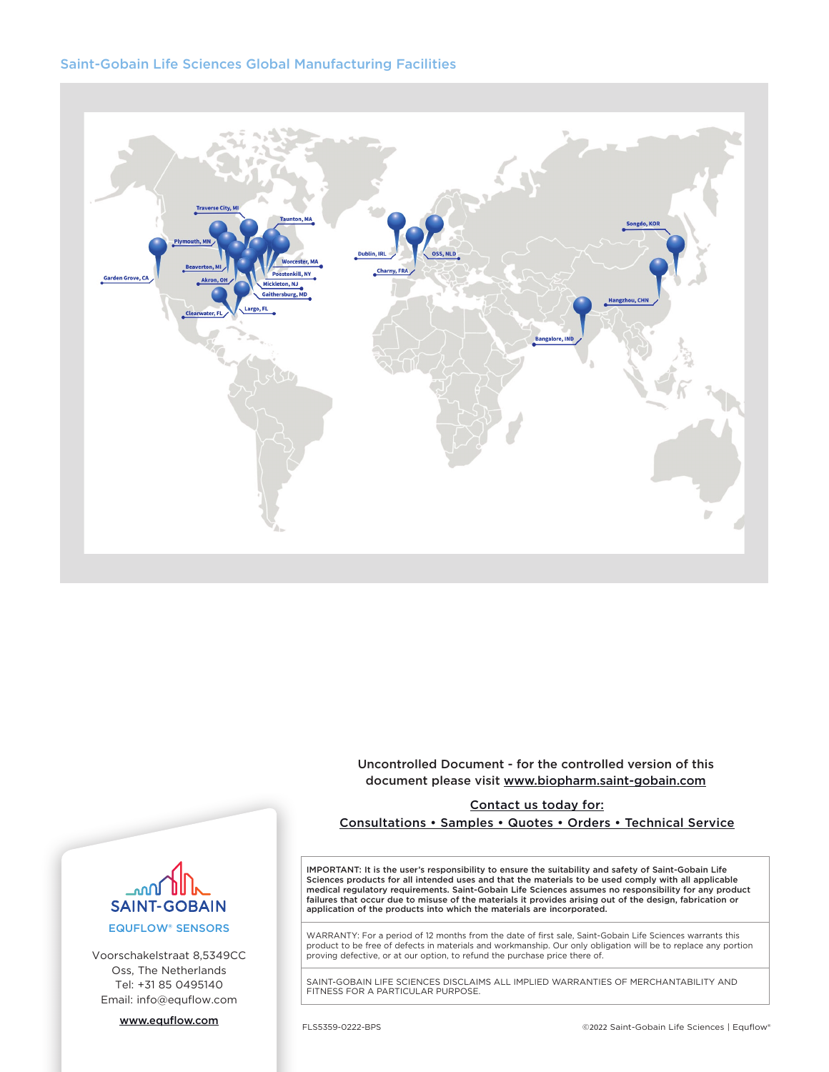## Saint-Gobain Life Sciences Global Manufacturing Facilities

Traverse City, MI
Taunton, MA
Plymouth, MN
Garden Grove, CA
Beaverton, MI
Worcester, MA
Poestenkill, NY
Akron, OH
Mickleton, NJ
Gaithersburg, MD
Largo, FL
Clearwater, FL
Dublin, IRL
OSS, NLD
Charny, FRA
Songdo, KOR
Hangzhou, CHN
Bangalore, IND

Uncontrolled Document - for the controlled version of this document please visit www.biopharm.saint-gobain.com

Contact us today for:
Consultations • Samples • Quotes • Orders • Technical Service

SAINT-GOBAIN
EQUFLOW® SENSORS

Voorschakelstraat 8,5349CC
Oss, The Netherlands
Tel: +31 85 0495140
Email: info@equflow.com

www.equflow.com

IMPORTANT: It is the user's responsibility to ensure the suitability and safety of Saint-Gobain Life Sciences products for all intended uses and that the materials to be used comply with all applicable medical regulatory requirements. Saint-Gobain Life Sciences assumes no responsibility for any product failures that occur due to misuse of the materials it provides arising out of the design, fabrication or application of the products into which the materials are incorporated.

WARRANTY: For a period of 12 months from the date of first sale, Saint-Gobain Life Sciences warrants this product to be free of defects in materials and workmanship. Our only obligation will be to replace any portion proving defective, or at our option, to refund the purchase price there of.

SAINT-GOBAIN LIFE SCIENCES DISCLAIMS ALL IMPLIED WARRANTIES OF MERCHANTABILITY AND FITNESS FOR A PARTICULAR PURPOSE.

FLS5359-0222-BPS

©2022 Saint-Gobain Life Sciences | Equflow®